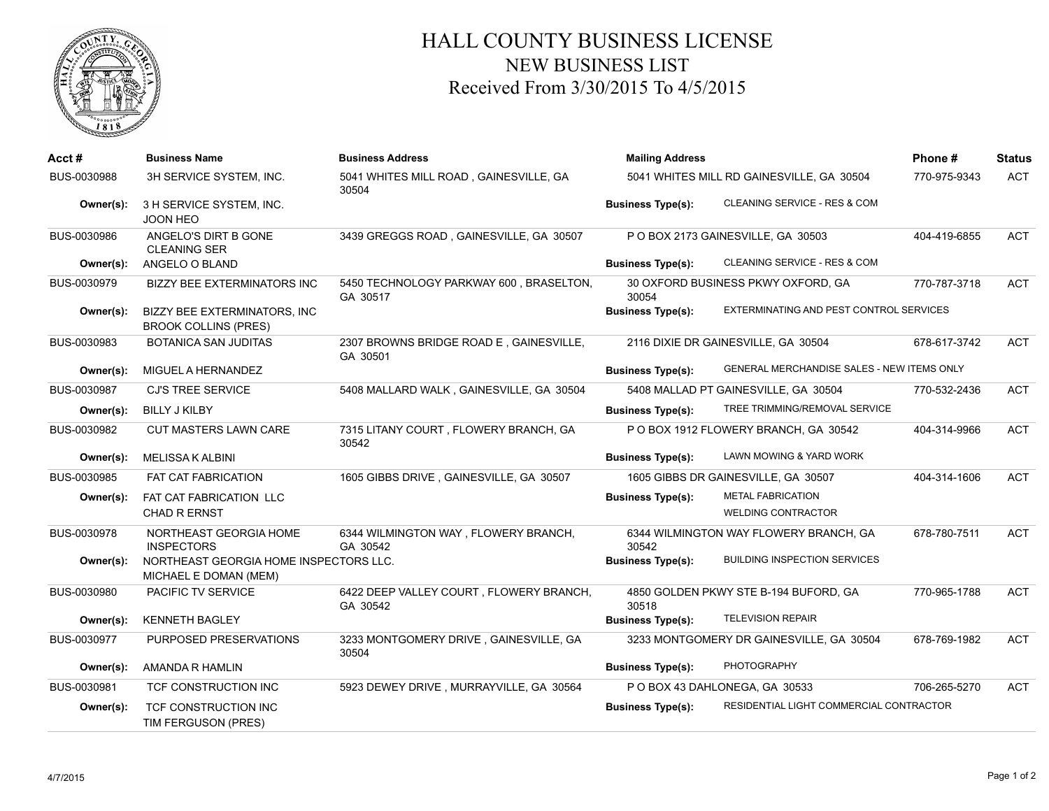# HALL COUNTY BUSINESS LICENSE
## NEW BUSINESS LIST
### Received From 3/30/2015 To 4/5/2015

| Acct # | Business Name | Business Address | Mailing Address | Phone # | Status |
|---|---|---|---|---|---|
| BUS-0030988 | 3H SERVICE SYSTEM, INC. | 5041 WHITES MILL ROAD , GAINESVILLE, GA 30504 | 5041 WHITES MILL RD GAINESVILLE, GA 30504 | 770-975-9343 | ACT |
| Owner(s): | 3 H SERVICE SYSTEM, INC.<br>JOON HEO | | Business Type(s): CLEANING SERVICE - RES & COM | | |
| BUS-0030986 | ANGELO'S DIRT B GONE CLEANING SER | 3439 GREGGS ROAD , GAINESVILLE, GA 30507 | P O BOX 2173 GAINESVILLE, GA 30503 | 404-419-6855 | ACT |
| Owner(s): | ANGELO O BLAND | | Business Type(s): CLEANING SERVICE - RES & COM | | |
| BUS-0030979 | BIZZY BEE EXTERMINATORS INC | 5450 TECHNOLOGY PARKWAY 600 , BRASELTON, GA 30517 | 30 OXFORD BUSINESS PKWY OXFORD, GA 30054 | 770-787-3718 | ACT |
| Owner(s): | BIZZY BEE EXTERMINATORS, INC<br>BROOK COLLINS (PRES) | | Business Type(s): EXTERMINATING AND PEST CONTROL SERVICES | | |
| BUS-0030983 | BOTANICA SAN JUDITAS | 2307 BROWNS BRIDGE ROAD E , GAINESVILLE, GA 30501 | 2116 DIXIE DR GAINESVILLE, GA 30504 | 678-617-3742 | ACT |
| Owner(s): | MIGUEL A HERNANDEZ | | Business Type(s): GENERAL MERCHANDISE SALES - NEW ITEMS ONLY | | |
| BUS-0030987 | CJ'S TREE SERVICE | 5408 MALLARD WALK , GAINESVILLE, GA 30504 | 5408 MALLAD PT GAINESVILLE, GA 30504 | 770-532-2436 | ACT |
| Owner(s): | BILLY J KILBY | | Business Type(s): TREE TRIMMING/REMOVAL SERVICE | | |
| BUS-0030982 | CUT MASTERS LAWN CARE | 7315 LITANY COURT , FLOWERY BRANCH, GA 30542 | P O BOX 1912 FLOWERY BRANCH, GA 30542 | 404-314-9966 | ACT |
| Owner(s): | MELISSA K ALBINI | | Business Type(s): LAWN MOWING & YARD WORK | | |
| BUS-0030985 | FAT CAT FABRICATION | 1605 GIBBS DRIVE , GAINESVILLE, GA 30507 | 1605 GIBBS DR GAINESVILLE, GA 30507 | 404-314-1606 | ACT |
| Owner(s): | FAT CAT FABRICATION LLC<br>CHAD R ERNST | | Business Type(s): METAL FABRICATION<br>WELDING CONTRACTOR | | |
| BUS-0030978 | NORTHEAST GEORGIA HOME INSPECTORS | 6344 WILMINGTON WAY , FLOWERY BRANCH, GA 30542 | 6344 WILMINGTON WAY FLOWERY BRANCH, GA 30542 | 678-780-7511 | ACT |
| Owner(s): | NORTHEAST GEORGIA HOME INSPECTORS LLC.<br>MICHAEL E DOMAN (MEM) | | Business Type(s): BUILDING INSPECTION SERVICES | | |
| BUS-0030980 | PACIFIC TV SERVICE | 6422 DEEP VALLEY COURT , FLOWERY BRANCH, GA 30542 | 4850 GOLDEN PKWY STE B-194 BUFORD, GA 30518 | 770-965-1788 | ACT |
| Owner(s): | KENNETH BAGLEY | | Business Type(s): TELEVISION REPAIR | | |
| BUS-0030977 | PURPOSED PRESERVATIONS | 3233 MONTGOMERY DRIVE , GAINESVILLE, GA 30504 | 3233 MONTGOMERY DR GAINESVILLE, GA 30504 | 678-769-1982 | ACT |
| Owner(s): | AMANDA R HAMLIN | | Business Type(s): PHOTOGRAPHY | | |
| BUS-0030981 | TCF CONSTRUCTION INC | 5923 DEWEY DRIVE , MURRAYVILLE, GA 30564 | P O BOX 43 DAHLONEGA, GA 30533 | 706-265-5270 | ACT |
| Owner(s): | TCF CONSTRUCTION INC<br>TIM FERGUSON (PRES) | | Business Type(s): RESIDENTIAL LIGHT COMMERCIAL CONTRACTOR | | |

4/7/2015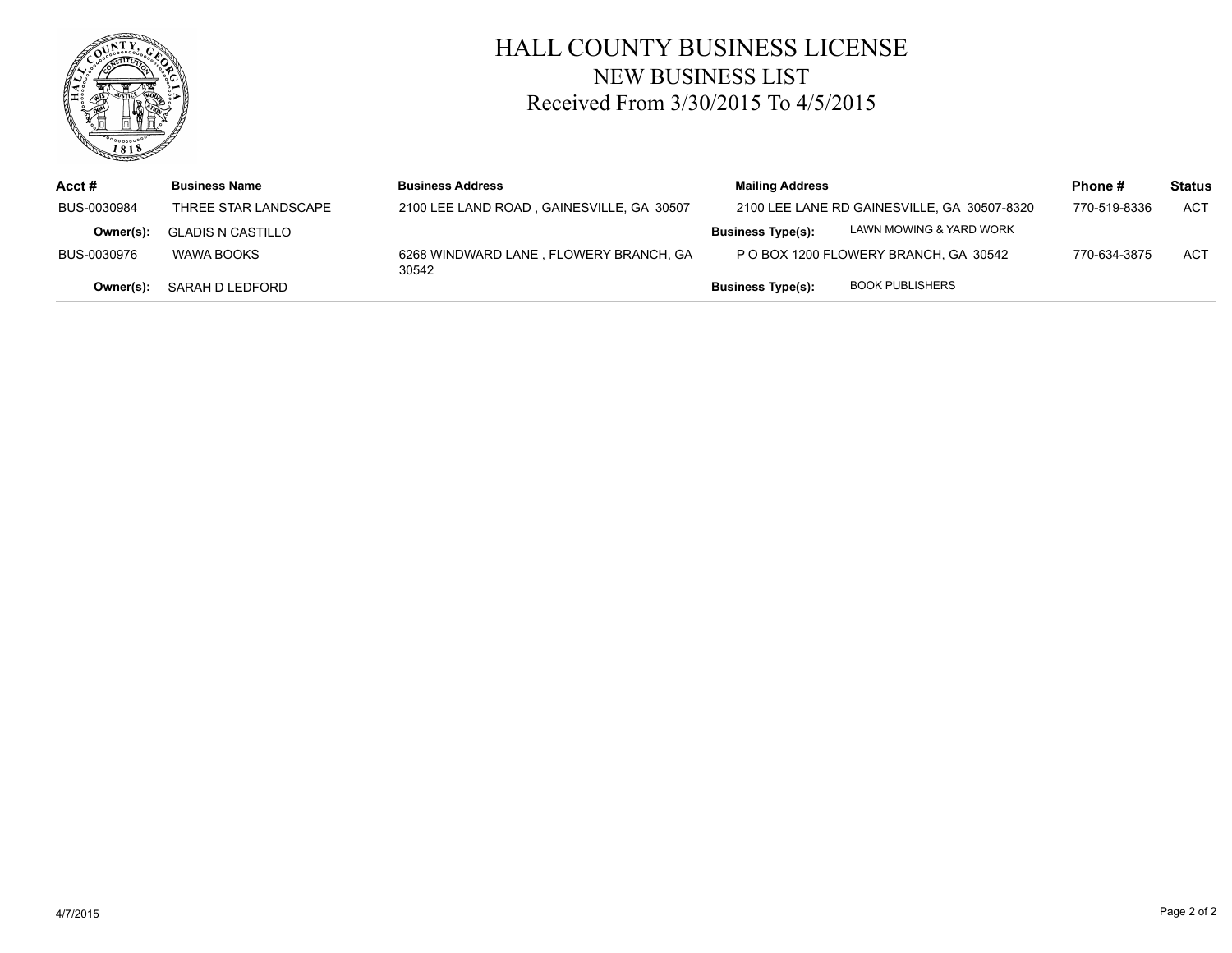# HALL COUNTY BUSINESS LICENSE

## NEW BUSINESS LIST

## Received From 3/30/2015 To 4/5/2015

| Acct # | Business Name | Business Address | Mailing Address | | Phone # | Status |
|---|---|---|---|---|---|---|
| BUS-0030984 | THREE STAR LANDSCAPE | 2100 LEE LAND ROAD , GAINESVILLE, GA 30507 | 2100 LEE LANE RD GAINESVILLE, GA 30507-8320 | | 770-519-8336 | ACT |
| Owner(s): | GLADIS N CASTILLO | | Business Type(s): | LAWN MOWING & YARD WORK | | |
| BUS-0030976 | WAWA BOOKS | 6268 WINDWARD LANE , FLOWERY BRANCH, GA 30542 | P O BOX 1200 FLOWERY BRANCH, GA 30542 | | 770-634-3875 | ACT |
| Owner(s): | SARAH D LEDFORD | | Business Type(s): | BOOK PUBLISHERS | | |

4/7/2015